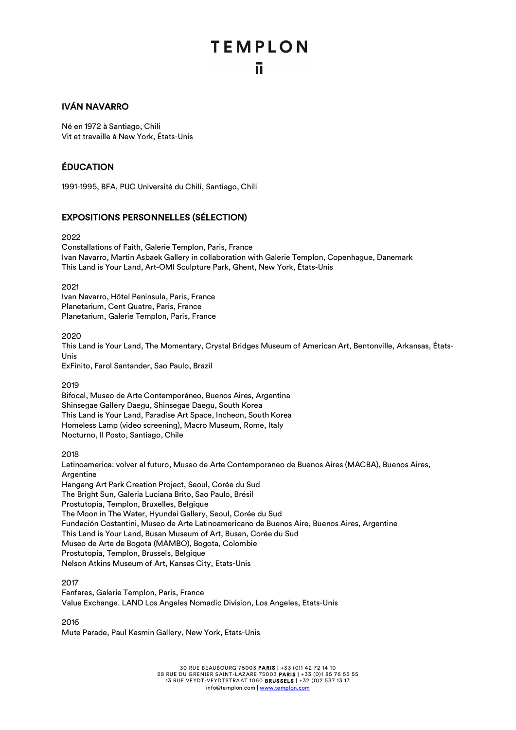# IVÁN NAVARRO

Né en 1972 à Santiago, Chili
Vit et travaille à New York, États-Unis

## ÉDUCATION

1991-1995, BFA, PUC Université du Chili, Santiago, Chili

## EXPOSITIONS PERSONNELLES (SÉLECTION)

2022
Constallations of Faith, Galerie Templon, Paris, France
Ivan Navarro, Martin Asbaek Gallery in collaboration with Galerie Templon, Copenhague, Danemark
This Land is Your Land, Art-OMI Sculpture Park, Ghent, New York, États-Unis

2021
Ivan Navarro, Hôtel Peninsula, Paris, France
Planetarium, Cent Quatre, Paris, France
Planetarium, Galerie Templon, Paris, France

2020
This Land is Your Land, The Momentary, Crystal Bridges Museum of American Art, Bentonville, Arkansas, États-Unis
ExFinito, Farol Santander, Sao Paulo, Brazil

2019
Bifocal, Museo de Arte Contemporáneo, Buenos Aires, Argentina
Shinsegae Gallery Daegu, Shinsegae Daegu, South Korea
This Land is Your Land, Paradise Art Space, Incheon, South Korea
Homeless Lamp (video screening), Macro Museum, Rome, Italy
Nocturno, Il Posto, Santiago, Chile

2018
Latinoamerica: volver al futuro, Museo de Arte Contemporaneo de Buenos Aires (MACBA), Buenos Aires, Argentine
Hangang Art Park Creation Project, Seoul, Corée du Sud
The Bright Sun, Galeria Luciana Brito, Sao Paulo, Brésil
Prostutopia, Templon, Bruxelles, Belgique
The Moon in The Water, Hyundai Gallery, Seoul, Corée du Sud
Fundación Costantini, Museo de Arte Latinoamericano de Buenos Aire, Buenos Aires, Argentine
This Land is Your Land, Busan Museum of Art, Busan, Corée du Sud
Museo de Arte de Bogota (MAMBO), Bogota, Colombie
Prostutopia, Templon, Brussels, Belgique
Nelson Atkins Museum of Art, Kansas City, Etats-Unis

2017
Fanfares, Galerie Templon, Paris, France
Value Exchange. LAND Los Angeles Nomadic Division, Los Angeles, Etats-Unis

2016
Mute Parade, Paul Kasmin Gallery, New York, Etats-Unis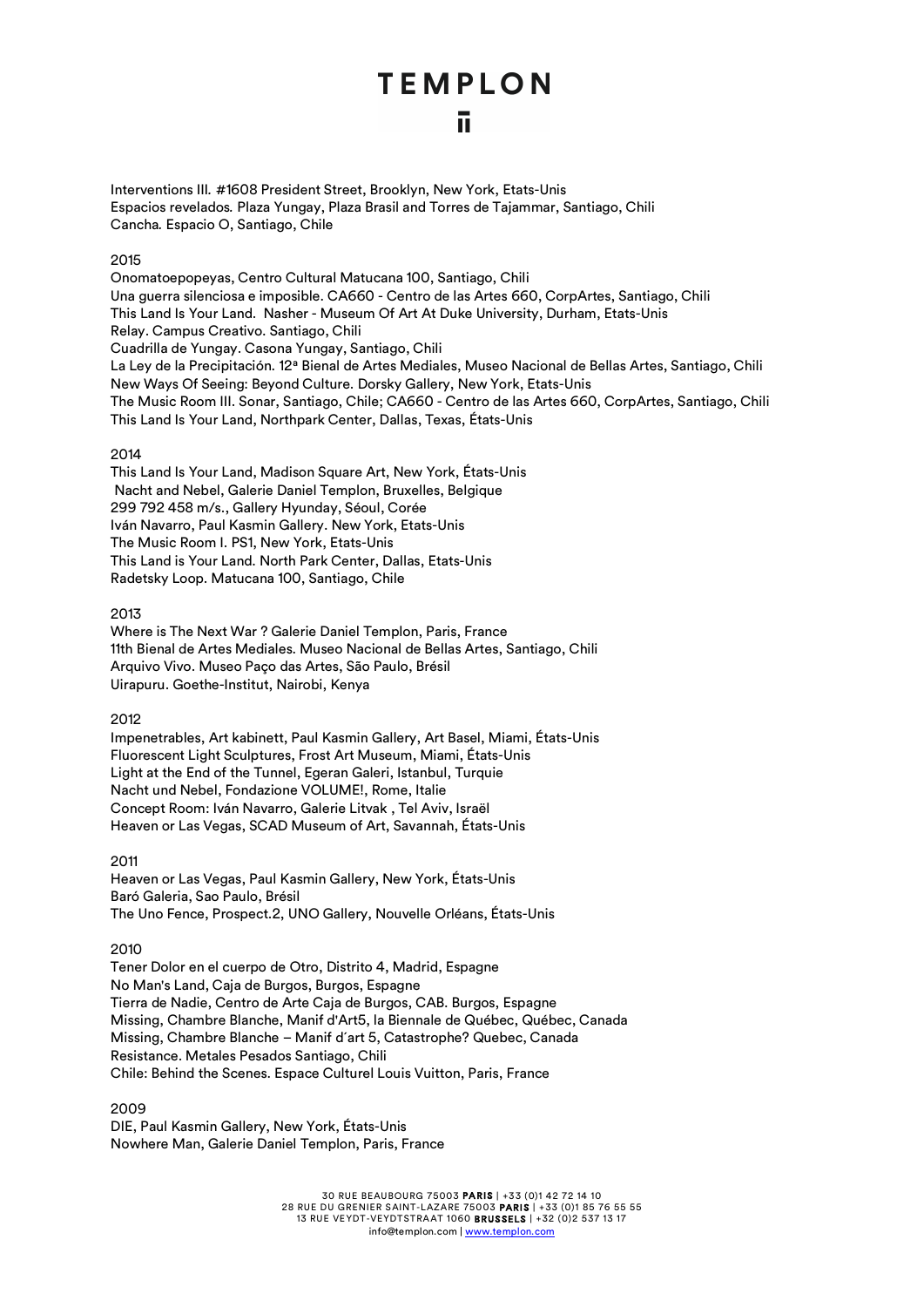Interventions III. #1608 President Street, Brooklyn, New York, Etats-Unis
Espacios revelados. Plaza Yungay, Plaza Brasil and Torres de Tajammar, Santiago, Chili
Cancha. Espacio O, Santiago, Chile

2015

Onomatoepopeyas, Centro Cultural Matucana 100, Santiago, Chili
Una guerra silenciosa e imposible. CA660 - Centro de las Artes 660, CorpArtes, Santiago, Chili
This Land Is Your Land. Nasher - Museum Of Art At Duke University, Durham, Etats-Unis
Relay. Campus Creativo. Santiago, Chili
Cuadrilla de Yungay. Casona Yungay, Santiago, Chili
La Ley de la Precipitación. 12ª Bienal de Artes Mediales, Museo Nacional de Bellas Artes, Santiago, Chili
New Ways Of Seeing: Beyond Culture. Dorsky Gallery, New York, Etats-Unis
The Music Room III. Sonar, Santiago, Chile; CA660 - Centro de las Artes 660, CorpArtes, Santiago, Chili
This Land Is Your Land, Northpark Center, Dallas, Texas, États-Unis

2014

This Land Is Your Land, Madison Square Art, New York, États-Unis
Nacht and Nebel, Galerie Daniel Templon, Bruxelles, Belgique
299 792 458 m/s., Gallery Hyunday, Séoul, Corée
Iván Navarro, Paul Kasmin Gallery. New York, Etats-Unis
The Music Room I. PS1, New York, Etats-Unis
This Land is Your Land. North Park Center, Dallas, Etats-Unis
Radetsky Loop. Matucana 100, Santiago, Chile

2013

Where is The Next War ? Galerie Daniel Templon, Paris, France
11th Bienal de Artes Mediales. Museo Nacional de Bellas Artes, Santiago, Chili
Arquivo Vivo. Museo Paço das Artes, São Paulo, Brésil
Uirapuru. Goethe-Institut, Nairobi, Kenya

2012

Impenetrables, Art kabinett, Paul Kasmin Gallery, Art Basel, Miami, États-Unis
Fluorescent Light Sculptures, Frost Art Museum, Miami, États-Unis
Light at the End of the Tunnel, Egeran Galeri, Istanbul, Turquie
Nacht und Nebel, Fondazione VOLUME!, Rome, Italie
Concept Room: Iván Navarro, Galerie Litvak , Tel Aviv, Israël
Heaven or Las Vegas, SCAD Museum of Art, Savannah, États-Unis

2011

Heaven or Las Vegas, Paul Kasmin Gallery, New York, États-Unis
Baró Galeria, Sao Paulo, Brésil
The Uno Fence, Prospect.2, UNO Gallery, Nouvelle Orléans, États-Unis

2010

Tener Dolor en el cuerpo de Otro, Distrito 4, Madrid, Espagne
No Man's Land, Caja de Burgos, Burgos, Espagne
Tierra de Nadie, Centro de Arte Caja de Burgos, CAB. Burgos, Espagne
Missing, Chambre Blanche, Manif d'Art5, la Biennale de Québec, Québec, Canada
Missing, Chambre Blanche – Manif d´art 5, Catastrophe? Quebec, Canada
Resistance. Metales Pesados Santiago, Chili
Chile: Behind the Scenes. Espace Culturel Louis Vuitton, Paris, France

2009

DIE, Paul Kasmin Gallery, New York, États-Unis
Nowhere Man, Galerie Daniel Templon, Paris, France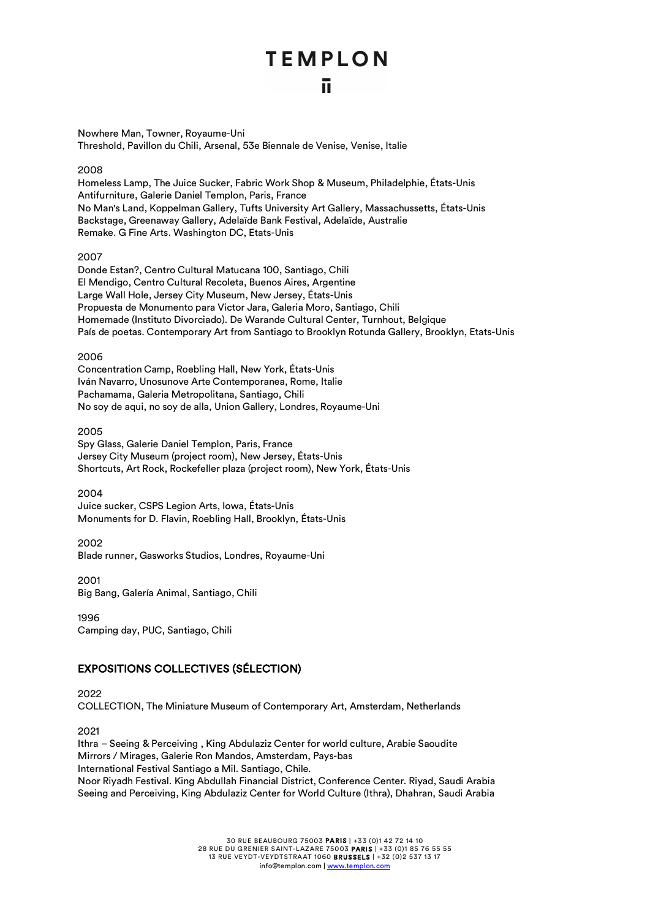Nowhere Man, Towner, Royaume-Uni
Threshold, Pavillon du Chili, Arsenal, 53e Biennale de Venise, Venise, Italie

2008

Homeless Lamp, The Juice Sucker, Fabric Work Shop & Museum, Philadelphie, États-Unis
Antifurniture, Galerie Daniel Templon, Paris, France
No Man's Land, Koppelman Gallery, Tufts University Art Gallery, Massachussetts, États-Unis
Backstage, Greenaway Gallery, Adelaïde Bank Festival, Adelaïde, Australie
Remake. G Fine Arts. Washington DC, Etats-Unis

2007

Donde Estan?, Centro Cultural Matucana 100, Santiago, Chili
El Mendigo, Centro Cultural Recoleta, Buenos Aires, Argentine
Large Wall Hole, Jersey City Museum, New Jersey, États-Unis
Propuesta de Monumento para Victor Jara, Galeria Moro, Santiago, Chili
Homemade (Instituto Divorciado). De Warande Cultural Center, Turnhout, Belgique
País de poetas. Contemporary Art from Santiago to Brooklyn Rotunda Gallery, Brooklyn, Etats-Unis

2006

Concentration Camp, Roebling Hall, New York, États-Unis
Iván Navarro, Unosunove Arte Contemporanea, Rome, Italie
Pachamama, Galeria Metropolitana, Santiago, Chili
No soy de aqui, no soy de alla, Union Gallery, Londres, Royaume-Uni

2005

Spy Glass, Galerie Daniel Templon, Paris, France
Jersey City Museum (project room), New Jersey, États-Unis
Shortcuts, Art Rock, Rockefeller plaza (project room), New York, États-Unis

2004

Juice sucker, CSPS Legion Arts, Iowa, États-Unis
Monuments for D. Flavin, Roebling Hall, Brooklyn, États-Unis

2002

Blade runner, Gasworks Studios, Londres, Royaume-Uni

2001

Big Bang, Galería Animal, Santiago, Chili

1996

Camping day, PUC, Santiago, Chili

## EXPOSITIONS COLLECTIVES (SÉLECTION)

2022

COLLECTION, The Miniature Museum of Contemporary Art, Amsterdam, Netherlands

2021

Ithra – Seeing & Perceiving , King Abdulaziz Center for world culture, Arabie Saoudite
Mirrors / Mirages, Galerie Ron Mandos, Amsterdam, Pays-bas
International Festival Santiago a Mil. Santiago, Chile.
Noor Riyadh Festival. King Abdullah Financial District, Conference Center. Riyad, Saudi Arabia
Seeing and Perceiving, King Abdulaziz Center for World Culture (Ithra), Dhahran, Saudi Arabia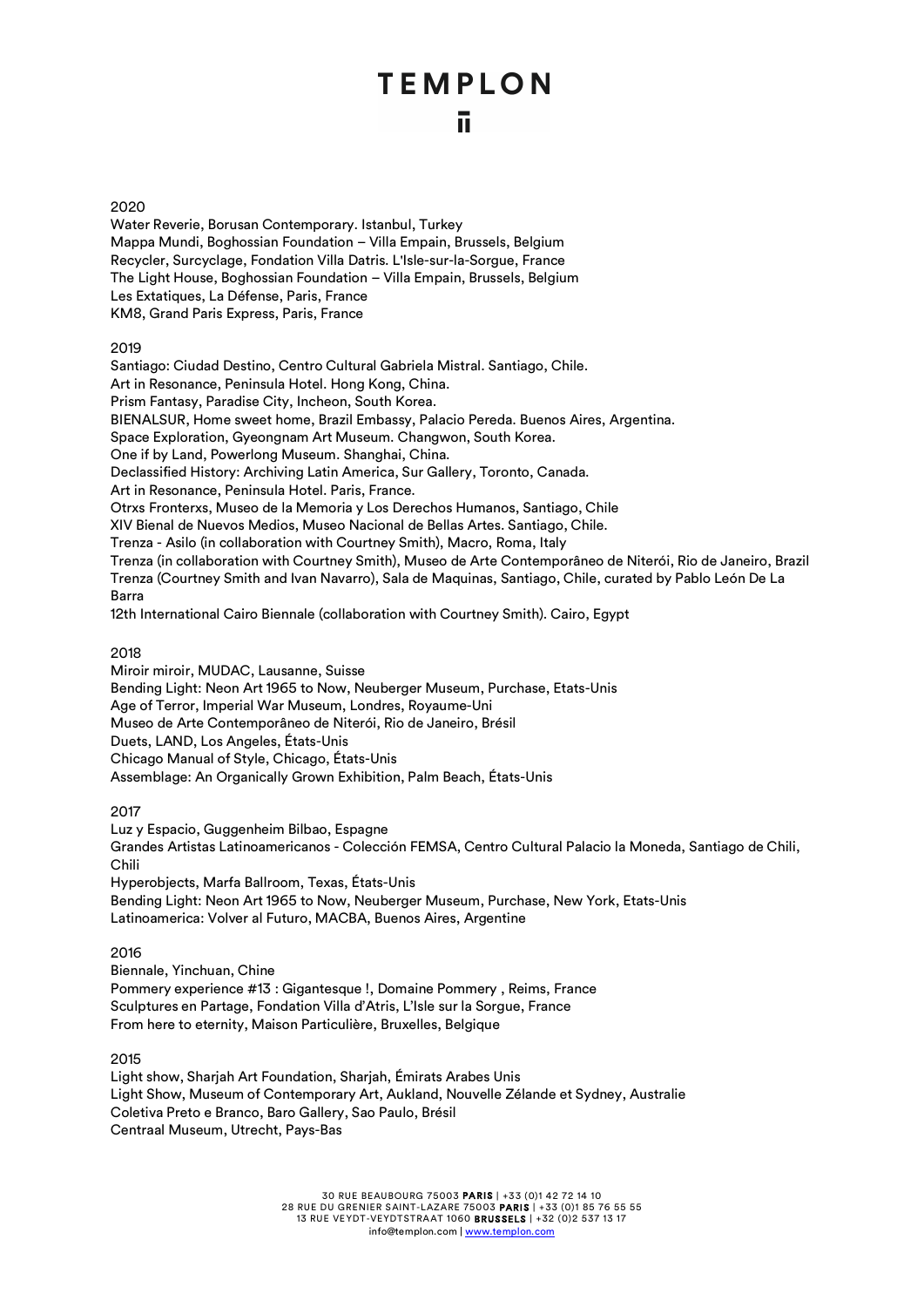2020

Water Reverie, Borusan Contemporary. Istanbul, Turkey
Mappa Mundi, Boghossian Foundation – Villa Empain, Brussels, Belgium
Recycler, Surcyclage, Fondation Villa Datris. L'Isle-sur-la-Sorgue, France
The Light House, Boghossian Foundation – Villa Empain, Brussels, Belgium
Les Extatiques, La Défense, Paris, France
KM8, Grand Paris Express, Paris, France

2019

Santiago: Ciudad Destino, Centro Cultural Gabriela Mistral. Santiago, Chile.
Art in Resonance, Peninsula Hotel. Hong Kong, China.
Prism Fantasy, Paradise City, Incheon, South Korea.
BIENALSUR, Home sweet home, Brazil Embassy, Palacio Pereda. Buenos Aires, Argentina.
Space Exploration, Gyeongnam Art Museum. Changwon, South Korea.
One if by Land, Powerlong Museum. Shanghai, China.
Declassified History: Archiving Latin America, Sur Gallery, Toronto, Canada.
Art in Resonance, Peninsula Hotel. Paris, France.
Otrxs Fronterxs, Museo de la Memoria y Los Derechos Humanos, Santiago, Chile
XIV Bienal de Nuevos Medios, Museo Nacional de Bellas Artes. Santiago, Chile.
Trenza - Asilo (in collaboration with Courtney Smith), Macro, Roma, Italy
Trenza (in collaboration with Courtney Smith), Museo de Arte Contemporâneo de Niterói, Rio de Janeiro, Brazil
Trenza (Courtney Smith and Ivan Navarro), Sala de Maquinas, Santiago, Chile, curated by Pablo León De La Barra
12th International Cairo Biennale (collaboration with Courtney Smith). Cairo, Egypt

2018

Miroir miroir, MUDAC, Lausanne, Suisse
Bending Light: Neon Art 1965 to Now, Neuberger Museum, Purchase, Etats-Unis
Age of Terror, Imperial War Museum, Londres, Royaume-Uni
Museo de Arte Contemporâneo de Niterói, Rio de Janeiro, Brésil
Duets, LAND, Los Angeles, États-Unis
Chicago Manual of Style, Chicago, États-Unis
Assemblage: An Organically Grown Exhibition, Palm Beach, États-Unis

2017

Luz y Espacio, Guggenheim Bilbao, Espagne
Grandes Artistas Latinoamericanos - Colección FEMSA, Centro Cultural Palacio la Moneda, Santiago de Chili, Chili
Hyperobjects, Marfa Ballroom, Texas, États-Unis
Bending Light: Neon Art 1965 to Now, Neuberger Museum, Purchase, New York, Etats-Unis
Latinoamerica: Volver al Futuro, MACBA, Buenos Aires, Argentine

2016

Biennale, Yinchuan, Chine
Pommery experience #13 : Gigantesque !, Domaine Pommery , Reims, France
Sculptures en Partage, Fondation Villa d'Atris, L'Isle sur la Sorgue, France
From here to eternity, Maison Particulière, Bruxelles, Belgique

2015

Light show, Sharjah Art Foundation, Sharjah, Émirats Arabes Unis
Light Show, Museum of Contemporary Art, Aukland, Nouvelle Zélande et Sydney, Australie
Coletiva Preto e Branco, Baro Gallery, Sao Paulo, Brésil
Centraal Museum, Utrecht, Pays-Bas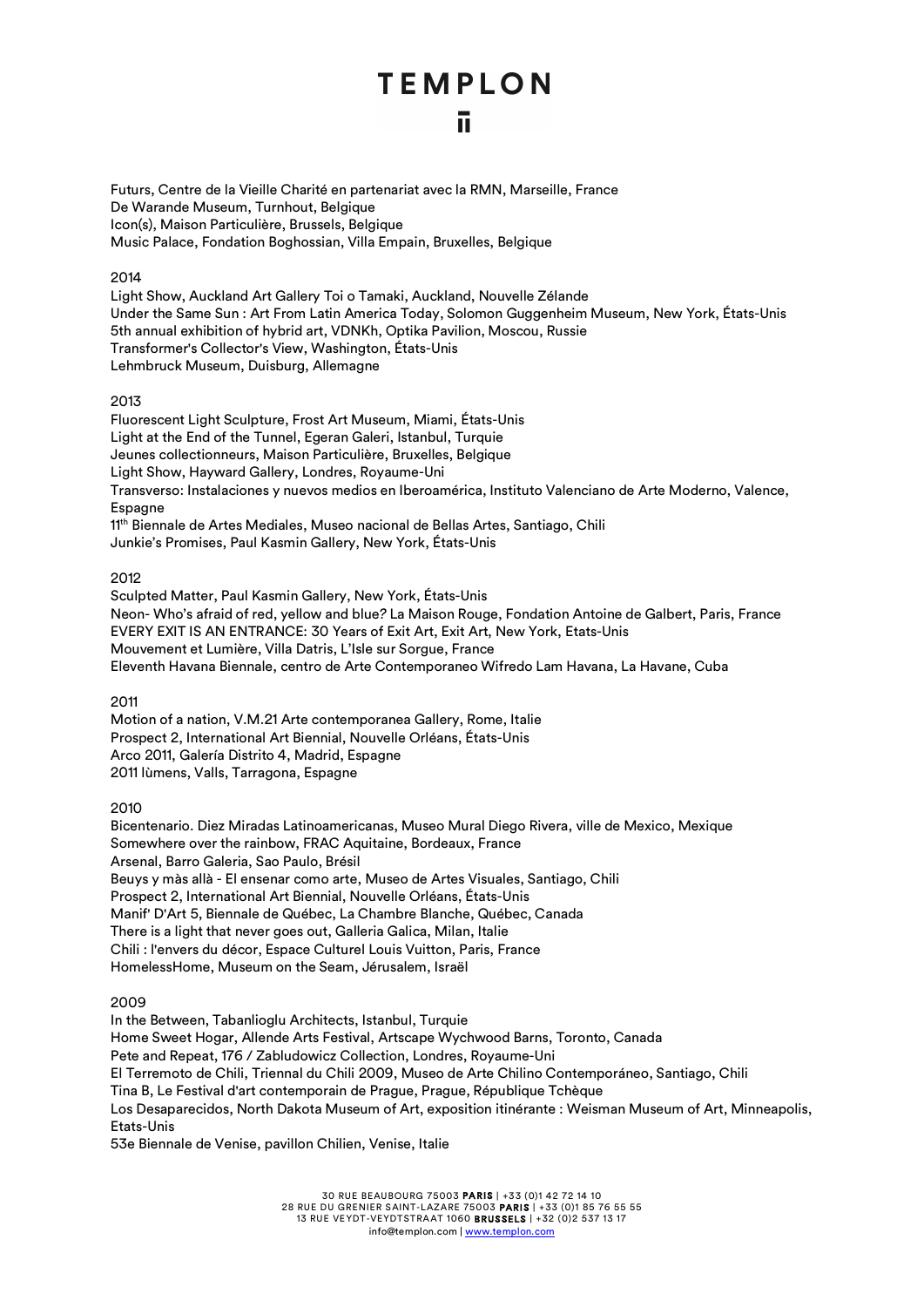Futurs, Centre de la Vieille Charité en partenariat avec la RMN, Marseille, France
De Warande Museum, Turnhout, Belgique
Icon(s), Maison Particulière, Brussels, Belgique
Music Palace, Fondation Boghossian, Villa Empain, Bruxelles, Belgique

2014

Light Show, Auckland Art Gallery Toi o Tamaki, Auckland, Nouvelle Zélande
Under the Same Sun : Art From Latin America Today, Solomon Guggenheim Museum, New York, États-Unis
5th annual exhibition of hybrid art, VDNKh, Optika Pavilion, Moscou, Russie
Transformer's Collector's View, Washington, États-Unis
Lehmbruck Museum, Duisburg, Allemagne

2013

Fluorescent Light Sculpture, Frost Art Museum, Miami, États-Unis
Light at the End of the Tunnel, Egeran Galeri, Istanbul, Turquie
Jeunes collectionneurs, Maison Particulière, Bruxelles, Belgique
Light Show, Hayward Gallery, Londres, Royaume-Uni
Transverso: Instalaciones y nuevos medios en Iberoamérica, Instituto Valenciano de Arte Moderno, Valence, Espagne
11th Biennale de Artes Mediales, Museo nacional de Bellas Artes, Santiago, Chili
Junkie's Promises, Paul Kasmin Gallery, New York, États-Unis

2012

Sculpted Matter, Paul Kasmin Gallery, New York, États-Unis
Neon- Who's afraid of red, yellow and blue? La Maison Rouge, Fondation Antoine de Galbert, Paris, France
EVERY EXIT IS AN ENTRANCE: 30 Years of Exit Art, Exit Art, New York, Etats-Unis
Mouvement et Lumière, Villa Datris, L'Isle sur Sorgue, France
Eleventh Havana Biennale, centro de Arte Contemporaneo Wifredo Lam Havana, La Havane, Cuba

2011

Motion of a nation, V.M.21 Arte contemporanea Gallery, Rome, Italie
Prospect 2, International Art Biennial, Nouvelle Orléans, États-Unis
Arco 2011, Galería Distrito 4, Madrid, Espagne
2011 lùmens, Valls, Tarragona, Espagne

2010

Bicentenario. Diez Miradas Latinoamericanas, Museo Mural Diego Rivera, ville de Mexico, Mexique
Somewhere over the rainbow, FRAC Aquitaine, Bordeaux, France
Arsenal, Barro Galeria, Sao Paulo, Brésil
Beuys y màs allà - El ensenar como arte, Museo de Artes Visuales, Santiago, Chili
Prospect 2, International Art Biennial, Nouvelle Orléans, États-Unis
Manif' D'Art 5, Biennale de Québec, La Chambre Blanche, Québec, Canada
There is a light that never goes out, Galleria Galica, Milan, Italie
Chili : l'envers du décor, Espace Culturel Louis Vuitton, Paris, France
HomelessHome, Museum on the Seam, Jérusalem, Israël

2009

In the Between, Tabanlioglu Architects, Istanbul, Turquie
Home Sweet Hogar, Allende Arts Festival, Artscape Wychwood Barns, Toronto, Canada
Pete and Repeat, 176 / Zabludowicz Collection, Londres, Royaume-Uni
El Terremoto de Chili, Triennal du Chili 2009, Museo de Arte Chilino Contemporáneo, Santiago, Chili
Tina B, Le Festival d'art contemporain de Prague, Prague, République Tchèque
Los Desaparecidos, North Dakota Museum of Art, exposition itinérante : Weisman Museum of Art, Minneapolis, Etats-Unis
53e Biennale de Venise, pavillon Chilien, Venise, Italie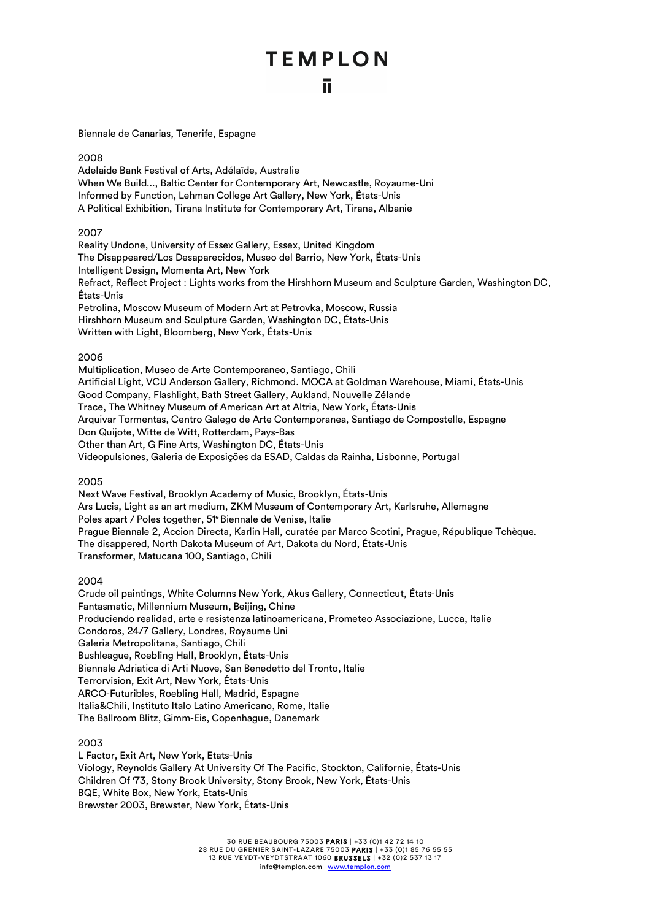Biennale de Canarias, Tenerife, Espagne

2008

Adelaide Bank Festival of Arts, Adélaïde, Australie
When We Build..., Baltic Center for Contemporary Art, Newcastle, Royaume-Uni
Informed by Function, Lehman College Art Gallery, New York, États-Unis
A Political Exhibition, Tirana Institute for Contemporary Art, Tirana, Albanie

2007

Reality Undone, University of Essex Gallery, Essex, United Kingdom
The Disappeared/Los Desaparecidos, Museo del Barrio, New York, États-Unis
Intelligent Design, Momenta Art, New York
Refract, Reflect Project : Lights works from the Hirshhorn Museum and Sculpture Garden, Washington DC, États-Unis
Petrolina, Moscow Museum of Modern Art at Petrovka, Moscow, Russia
Hirshhorn Museum and Sculpture Garden, Washington DC, États-Unis
Written with Light, Bloomberg, New York, États-Unis

2006

Multiplication, Museo de Arte Contemporaneo, Santiago, Chili
Artificial Light, VCU Anderson Gallery, Richmond. MOCA at Goldman Warehouse, Miami, États-Unis
Good Company, Flashlight, Bath Street Gallery, Aukland, Nouvelle Zélande
Trace, The Whitney Museum of American Art at Altria, New York, États-Unis
Arquivar Tormentas, Centro Galego de Arte Contemporanea, Santiago de Compostelle, Espagne
Don Quijote, Witte de Witt, Rotterdam, Pays-Bas
Other than Art, G Fine Arts, Washington DC, États-Unis
Videopulsiones, Galeria de Exposições da ESAD, Caldas da Rainha, Lisbonne, Portugal

2005

Next Wave Festival, Brooklyn Academy of Music, Brooklyn, États-Unis
Ars Lucis, Light as an art medium, ZKM Museum of Contemporary Art, Karlsruhe, Allemagne
Poles apart / Poles together, 51e Biennale de Venise, Italie
Prague Biennale 2, Accion Directa, Karlin Hall, curatée par Marco Scotini, Prague, République Tchèque.
The disappered, North Dakota Museum of Art, Dakota du Nord, États-Unis
Transformer, Matucana 100, Santiago, Chili

2004

Crude oil paintings, White Columns New York, Akus Gallery, Connecticut, États-Unis
Fantasmatic, Millennium Museum, Beijing, Chine
Produciendo realidad, arte e resistenza latinoamericana, Prometeo Associazione, Lucca, Italie
Condoros, 24/7 Gallery, Londres, Royaume Uni
Galeria Metropolitana, Santiago, Chili
Bushleague, Roebling Hall, Brooklyn, États-Unis
Biennale Adriatica di Arti Nuove, San Benedetto del Tronto, Italie
Terrorvision, Exit Art, New York, États-Unis
ARCO-Futuribles, Roebling Hall, Madrid, Espagne
Italia&Chili, Instituto Italo Latino Americano, Rome, Italie
The Ballroom Blitz, Gimm-Eis, Copenhague, Danemark

2003

L Factor, Exit Art, New York, Etats-Unis
Viology, Reynolds Gallery At University Of The Pacific, Stockton, Californie, États-Unis
Children Of '73, Stony Brook University, Stony Brook, New York, États-Unis
BQE, White Box, New York, Etats-Unis
Brewster 2003, Brewster, New York, États-Unis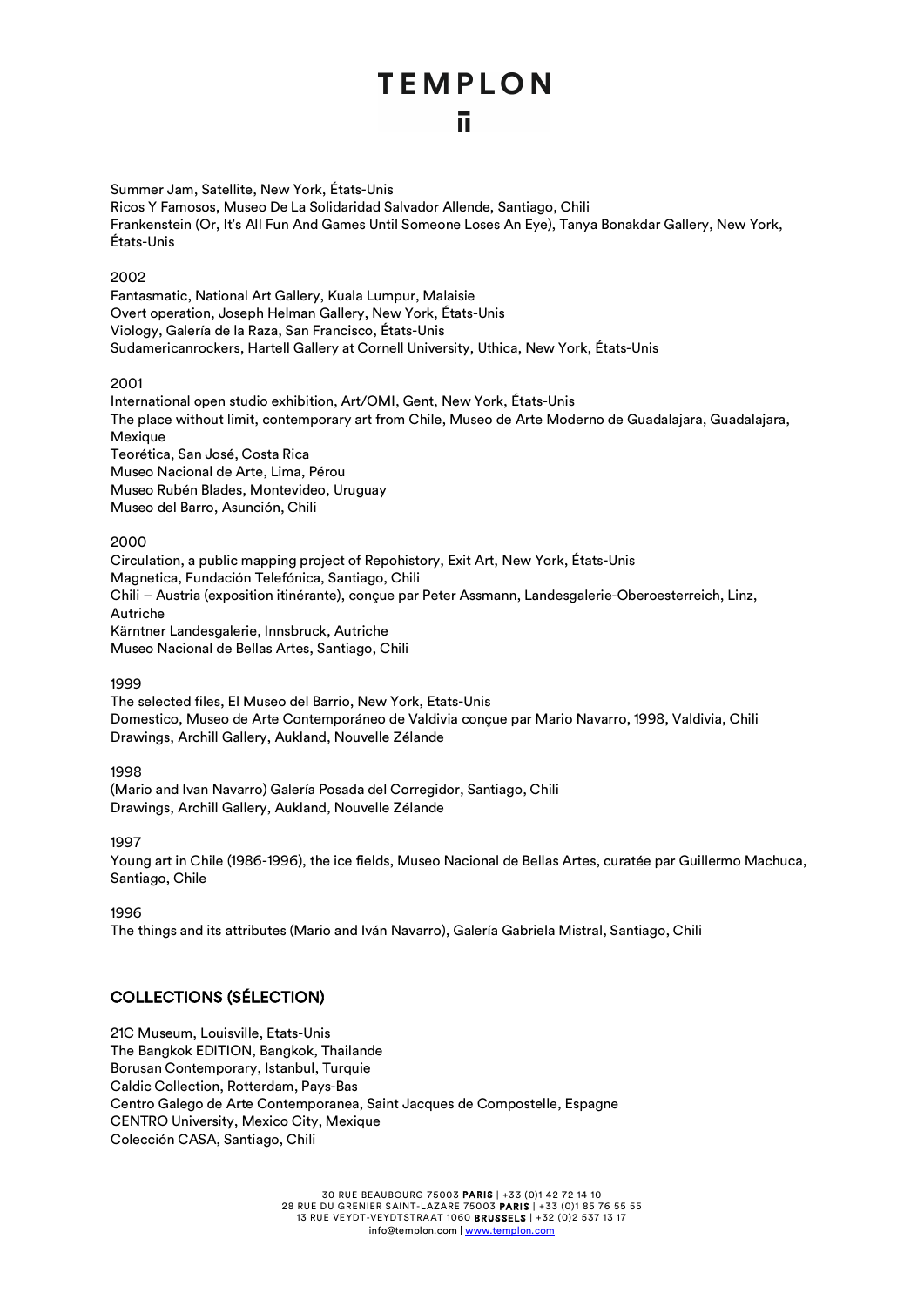Summer Jam, Satellite, New York, États-Unis
Ricos Y Famosos, Museo De La Solidaridad Salvador Allende, Santiago, Chili
Frankenstein (Or, It's All Fun And Games Until Someone Loses An Eye), Tanya Bonakdar Gallery, New York, États-Unis

2002
Fantasmatic, National Art Gallery, Kuala Lumpur, Malaisie
Overt operation, Joseph Helman Gallery, New York, États-Unis
Viology, Galería de la Raza, San Francisco, États-Unis
Sudamericanrockers, Hartell Gallery at Cornell University, Uthica, New York, États-Unis

2001
International open studio exhibition, Art/OMI, Gent, New York, États-Unis
The place without limit, contemporary art from Chile, Museo de Arte Moderno de Guadalajara, Guadalajara, Mexique
Teorética, San José, Costa Rica
Museo Nacional de Arte, Lima, Pérou
Museo Rubén Blades, Montevideo, Uruguay
Museo del Barro, Asunción, Chili

2000
Circulation, a public mapping project of Repohistory, Exit Art, New York, États-Unis
Magnetica, Fundación Telefónica, Santiago, Chili
Chili – Austria (exposition itinérante), conçue par Peter Assmann, Landesgalerie-Oberoesterreich, Linz, Autriche
Kärntner Landesgalerie, Innsbruck, Autriche
Museo Nacional de Bellas Artes, Santiago, Chili

1999
The selected files, El Museo del Barrio, New York, Etats-Unis
Domestico, Museo de Arte Contemporáneo de Valdivia conçue par Mario Navarro, 1998, Valdivia, Chili
Drawings, Archill Gallery, Aukland, Nouvelle Zélande

1998
(Mario and Ivan Navarro) Galería Posada del Corregidor, Santiago, Chili
Drawings, Archill Gallery, Aukland, Nouvelle Zélande

1997
Young art in Chile (1986-1996), the ice fields, Museo Nacional de Bellas Artes, curatée par Guillermo Machuca, Santiago, Chile

1996
The things and its attributes (Mario and Iván Navarro), Galería Gabriela Mistral, Santiago, Chili

## COLLECTIONS (SÉLECTION)

21C Museum, Louisville, Etats-Unis
The Bangkok EDITION, Bangkok, Thailande
Borusan Contemporary, Istanbul, Turquie
Caldic Collection, Rotterdam, Pays-Bas
Centro Galego de Arte Contemporanea, Saint Jacques de Compostelle, Espagne
CENTRO University, Mexico City, Mexique
Colección CASA, Santiago, Chili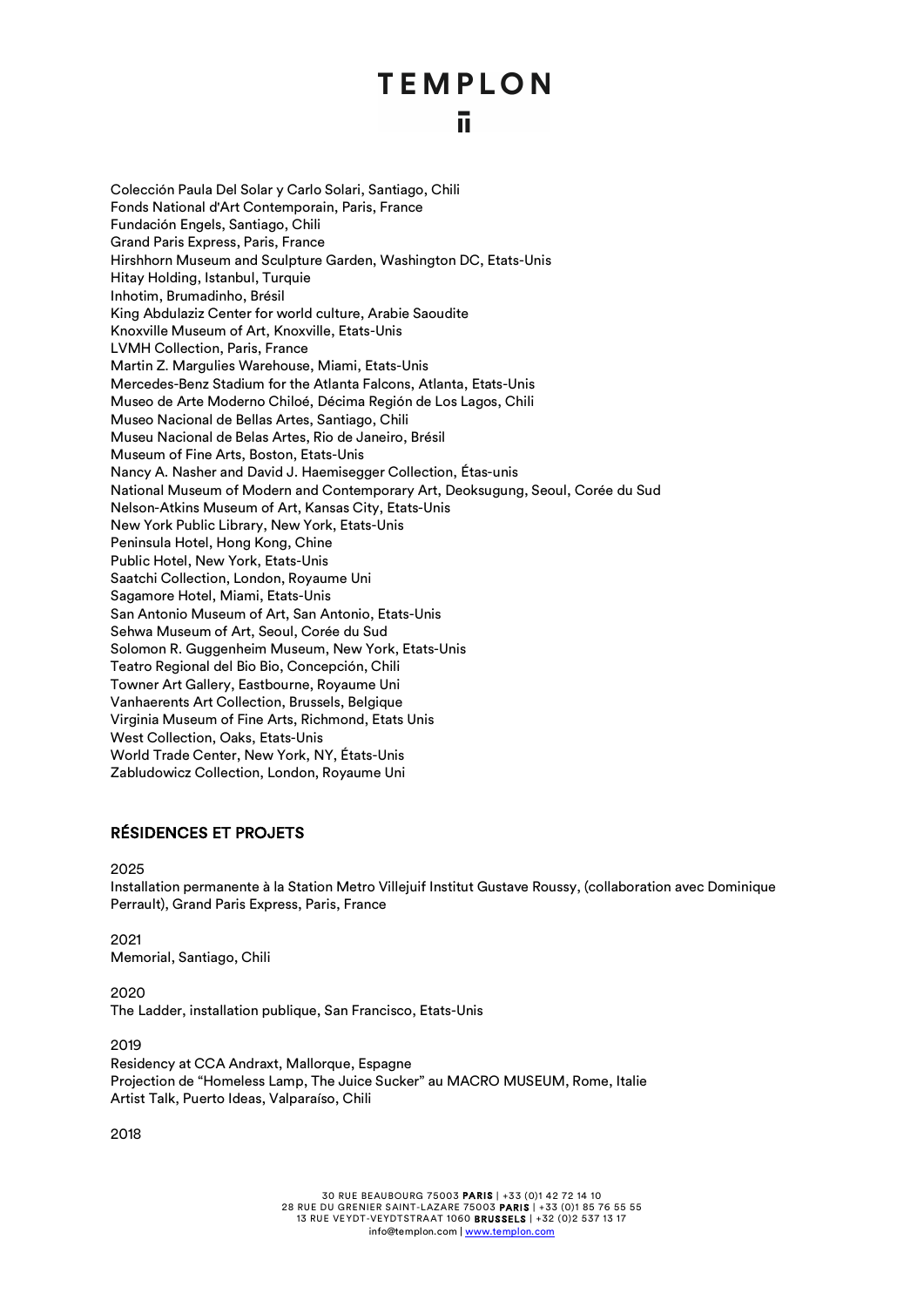Colección Paula Del Solar y Carlo Solari, Santiago, Chili
Fonds National d'Art Contemporain, Paris, France
Fundación Engels, Santiago, Chili
Grand Paris Express, Paris, France
Hirshhorn Museum and Sculpture Garden, Washington DC, Etats-Unis
Hitay Holding, Istanbul, Turquie
Inhotim, Brumadinho, Brésil
King Abdulaziz Center for world culture, Arabie Saoudite
Knoxville Museum of Art, Knoxville, Etats-Unis
LVMH Collection, Paris, France
Martin Z. Margulies Warehouse, Miami, Etats-Unis
Mercedes-Benz Stadium for the Atlanta Falcons, Atlanta, Etats-Unis
Museo de Arte Moderno Chiloé, Décima Región de Los Lagos, Chili
Museo Nacional de Bellas Artes, Santiago, Chili
Museu Nacional de Belas Artes, Rio de Janeiro, Brésil
Museum of Fine Arts, Boston, Etats-Unis
Nancy A. Nasher and David J. Haemisegger Collection, Étas-unis
National Museum of Modern and Contemporary Art, Deoksugung, Seoul, Corée du Sud
Nelson-Atkins Museum of Art, Kansas City, Etats-Unis
New York Public Library, New York, Etats-Unis
Peninsula Hotel, Hong Kong, Chine
Public Hotel, New York, Etats-Unis
Saatchi Collection, London, Royaume Uni
Sagamore Hotel, Miami, Etats-Unis
San Antonio Museum of Art, San Antonio, Etats-Unis
Sehwa Museum of Art, Seoul, Corée du Sud
Solomon R. Guggenheim Museum, New York, Etats-Unis
Teatro Regional del Bio Bio, Concepción, Chili
Towner Art Gallery, Eastbourne, Royaume Uni
Vanhaerents Art Collection, Brussels, Belgique
Virginia Museum of Fine Arts, Richmond, Etats Unis
West Collection, Oaks, Etats-Unis
World Trade Center, New York, NY, États-Unis
Zabludowicz Collection, London, Royaume Uni

## RÉSIDENCES ET PROJETS

2025
Installation permanente à la Station Metro Villejuif Institut Gustave Roussy, (collaboration avec Dominique Perrault), Grand Paris Express, Paris, France

2021
Memorial, Santiago, Chili

2020
The Ladder, installation publique, San Francisco, Etats-Unis

2019
Residency at CCA Andraxt, Mallorque, Espagne
Projection de "Homeless Lamp, The Juice Sucker" au MACRO MUSEUM, Rome, Italie
Artist Talk, Puerto Ideas, Valparaíso, Chili

2018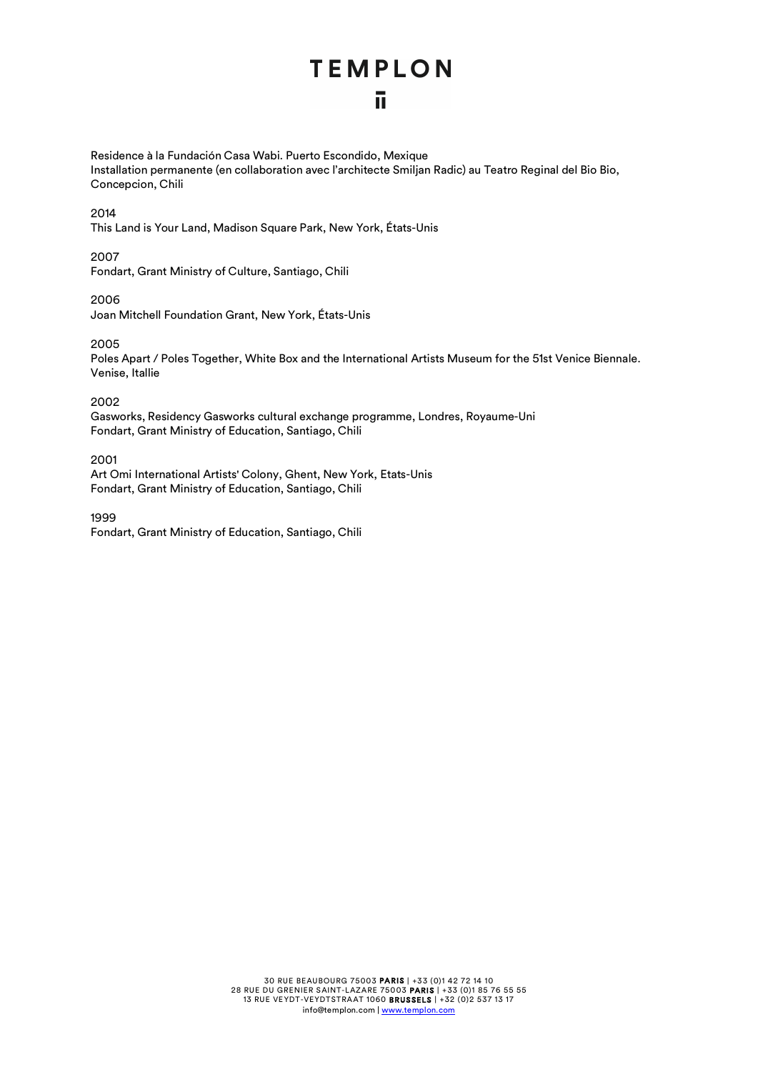Residence à la Fundación Casa Wabi. Puerto Escondido, Mexique
Installation permanente (en collaboration avec l'architecte Smiljan Radic) au Teatro Reginal del Bio Bio, Concepcion, Chili

2014
This Land is Your Land, Madison Square Park, New York, États-Unis

2007
Fondart, Grant Ministry of Culture, Santiago, Chili

2006
Joan Mitchell Foundation Grant, New York, États-Unis

2005
Poles Apart / Poles Together, White Box and the International Artists Museum for the 51st Venice Biennale. Venise, Itallie

2002
Gasworks, Residency Gasworks cultural exchange programme, Londres, Royaume-Uni
Fondart, Grant Ministry of Education, Santiago, Chili

2001
Art Omi International Artists' Colony, Ghent, New York, Etats-Unis
Fondart, Grant Ministry of Education, Santiago, Chili

1999
Fondart, Grant Ministry of Education, Santiago, Chili